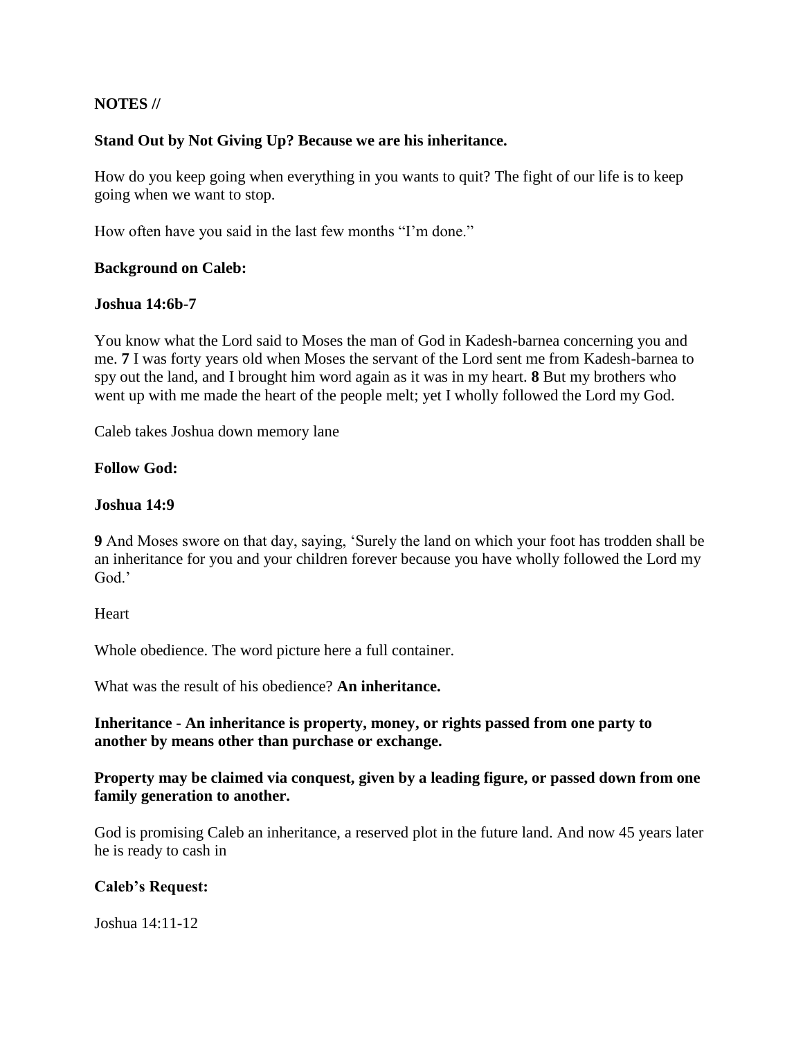**NOTES //**

**Stand Out by Not Giving Up? Because we are his inheritance.**

How do you keep going when everything in you wants to quit? The fight of our life is to keep going when we want to stop.

How often have you said in the last few months "I'm done."

**Background on Caleb:**

**Joshua 14:6b-7**

You know what the Lord said to Moses the man of God in Kadesh-barnea concerning you and me. **7** I was forty years old when Moses the servant of the Lord sent me from Kadesh-barnea to spy out the land, and I brought him word again as it was in my heart. **8** But my brothers who went up with me made the heart of the people melt; yet I wholly followed the Lord my God.

Caleb takes Joshua down memory lane

**Follow God:**

**Joshua 14:9**

**9** And Moses swore on that day, saying, 'Surely the land on which your foot has trodden shall be an inheritance for you and your children forever because you have wholly followed the Lord my God.'

Heart

Whole obedience. The word picture here a full container.

What was the result of his obedience? **An inheritance.**

**Inheritance - An inheritance is property, money, or rights passed from one party to another by means other than purchase or exchange.**

**Property may be claimed via conquest, given by a leading figure, or passed down from one family generation to another.**

God is promising Caleb an inheritance, a reserved plot in the future land. And now 45 years later he is ready to cash in

**Caleb's Request:**

Joshua 14:11-12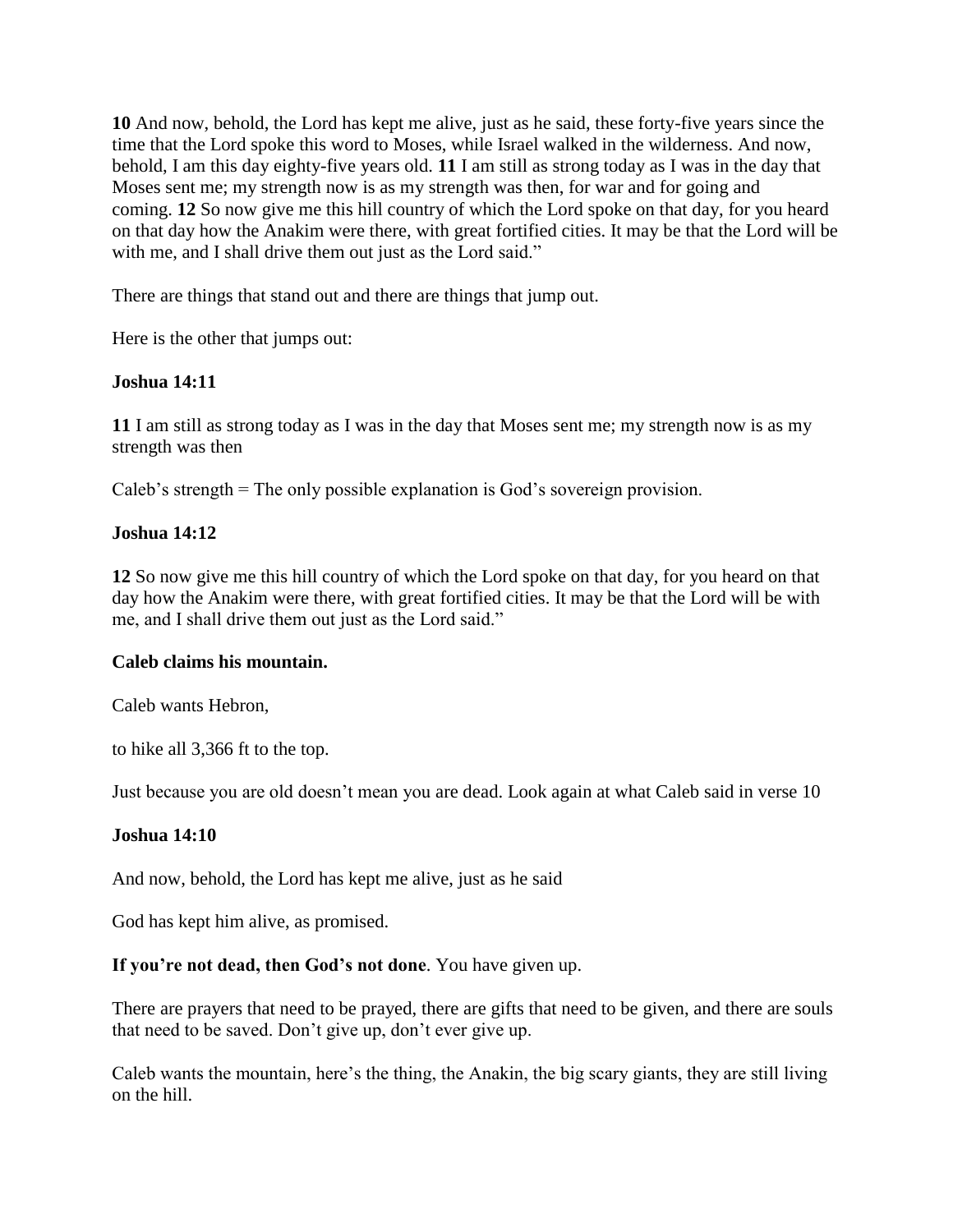**10** And now, behold, the Lord has kept me alive, just as he said, these forty-five years since the time that the Lord spoke this word to Moses, while Israel walked in the wilderness. And now, behold, I am this day eighty-five years old. **11** I am still as strong today as I was in the day that Moses sent me; my strength now is as my strength was then, for war and for going and coming. **12** So now give me this hill country of which the Lord spoke on that day, for you heard on that day how the Anakim were there, with great fortified cities. It may be that the Lord will be with me, and I shall drive them out just as the Lord said."

There are things that stand out and there are things that jump out.

Here is the other that jumps out:

**Joshua 14:11**

**11** I am still as strong today as I was in the day that Moses sent me; my strength now is as my strength was then

Caleb's strength = The only possible explanation is God's sovereign provision.

**Joshua 14:12**

**12** So now give me this hill country of which the Lord spoke on that day, for you heard on that day how the Anakim were there, with great fortified cities. It may be that the Lord will be with me, and I shall drive them out just as the Lord said."

**Caleb claims his mountain.**

Caleb wants Hebron,

to hike all 3,366 ft to the top.

Just because you are old doesn't mean you are dead. Look again at what Caleb said in verse 10

**Joshua 14:10**

And now, behold, the Lord has kept me alive, just as he said

God has kept him alive, as promised.

**If you're not dead, then God's not done**. You have given up.

There are prayers that need to be prayed, there are gifts that need to be given, and there are souls that need to be saved. Don't give up, don't ever give up.

Caleb wants the mountain, here's the thing, the Anakin, the big scary giants, they are still living on the hill.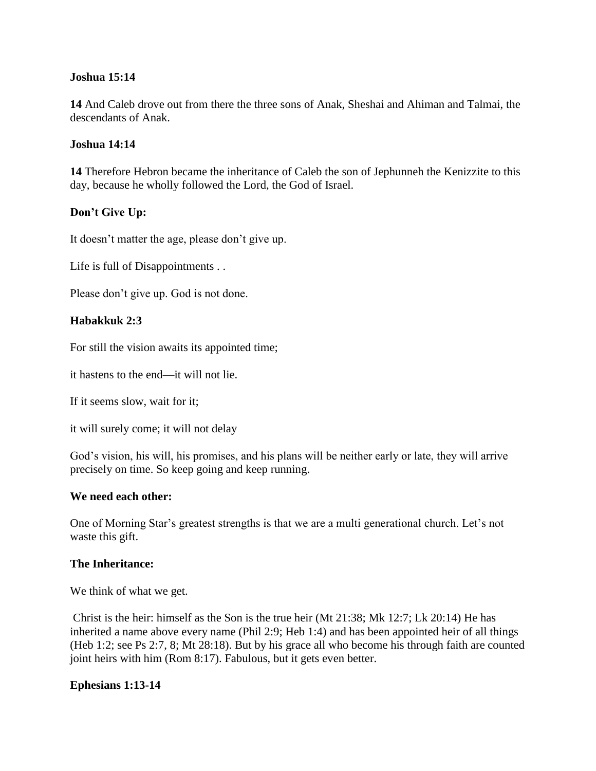**Joshua 15:14**

**14** And Caleb drove out from there the three sons of Anak, Sheshai and Ahiman and Talmai, the descendants of Anak.

**Joshua 14:14**

**14** Therefore Hebron became the inheritance of Caleb the son of Jephunneh the Kenizzite to this day, because he wholly followed the Lord, the God of Israel.

**Don't Give Up:**

It doesn't matter the age, please don't give up.

Life is full of Disappointments . .

Please don't give up. God is not done.

**Habakkuk 2:3**

For still the vision awaits its appointed time;

it hastens to the end—it will not lie.

If it seems slow, wait for it;

it will surely come; it will not delay

God's vision, his will, his promises, and his plans will be neither early or late, they will arrive precisely on time. So keep going and keep running.

**We need each other:**

One of Morning Star's greatest strengths is that we are a multi generational church. Let's not waste this gift.

**The Inheritance:**

We think of what we get.

Christ is the heir: himself as the Son is the true heir (Mt 21:38; Mk 12:7; Lk 20:14) He has inherited a name above every name (Phil 2:9; Heb 1:4) and has been appointed heir of all things (Heb 1:2; see Ps 2:7, 8; Mt 28:18). But by his grace all who become his through faith are counted joint heirs with him (Rom 8:17). Fabulous, but it gets even better.

**Ephesians 1:13-14**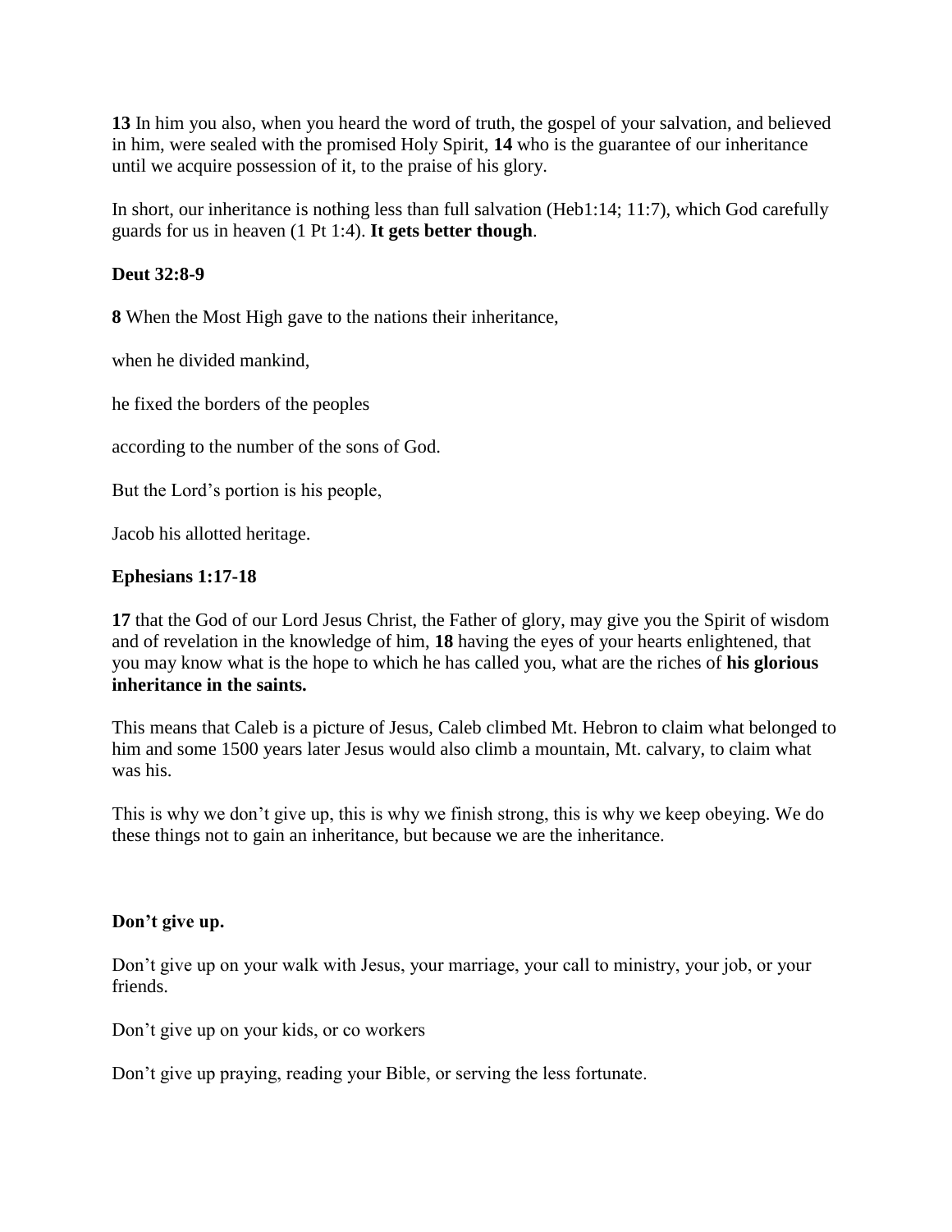**13** In him you also, when you heard the word of truth, the gospel of your salvation, and believed in him, were sealed with the promised Holy Spirit, **14** who is the guarantee of our inheritance until we acquire possession of it, to the praise of his glory.

In short, our inheritance is nothing less than full salvation (Heb1:14; 11:7), which God carefully guards for us in heaven (1 Pt 1:4). **It gets better though**.

**Deut 32:8-9**

**8** When the Most High gave to the nations their inheritance,

when he divided mankind,

he fixed the borders of the peoples

according to the number of the sons of God.

But the Lord's portion is his people,

Jacob his allotted heritage.

**Ephesians 1:17-18**

**17** that the God of our Lord Jesus Christ, the Father of glory, may give you the Spirit of wisdom and of revelation in the knowledge of him, **18** having the eyes of your hearts enlightened, that you may know what is the hope to which he has called you, what are the riches of **his glorious inheritance in the saints.**

This means that Caleb is a picture of Jesus, Caleb climbed Mt. Hebron to claim what belonged to him and some 1500 years later Jesus would also climb a mountain, Mt. calvary, to claim what was his.

This is why we don't give up, this is why we finish strong, this is why we keep obeying. We do these things not to gain an inheritance, but because we are the inheritance.

**Don't give up.**

Don't give up on your walk with Jesus, your marriage, your call to ministry, your job, or your friends.

Don't give up on your kids, or co workers

Don't give up praying, reading your Bible, or serving the less fortunate.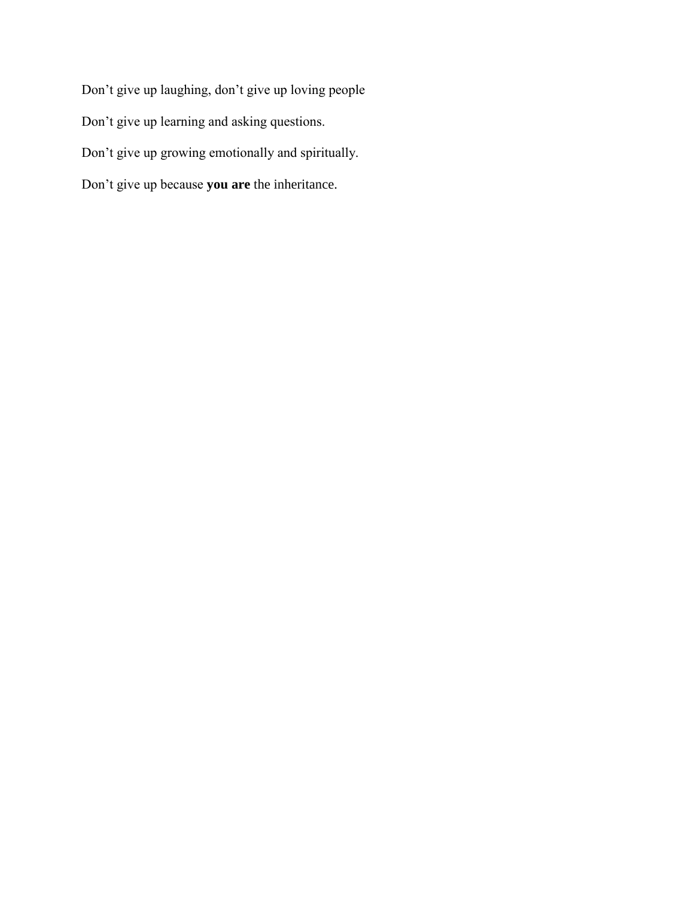Don’t give up laughing, don’t give up loving people

Don’t give up learning and asking questions.

Don’t give up growing emotionally and spiritually.

Don’t give up because **you are** the inheritance.